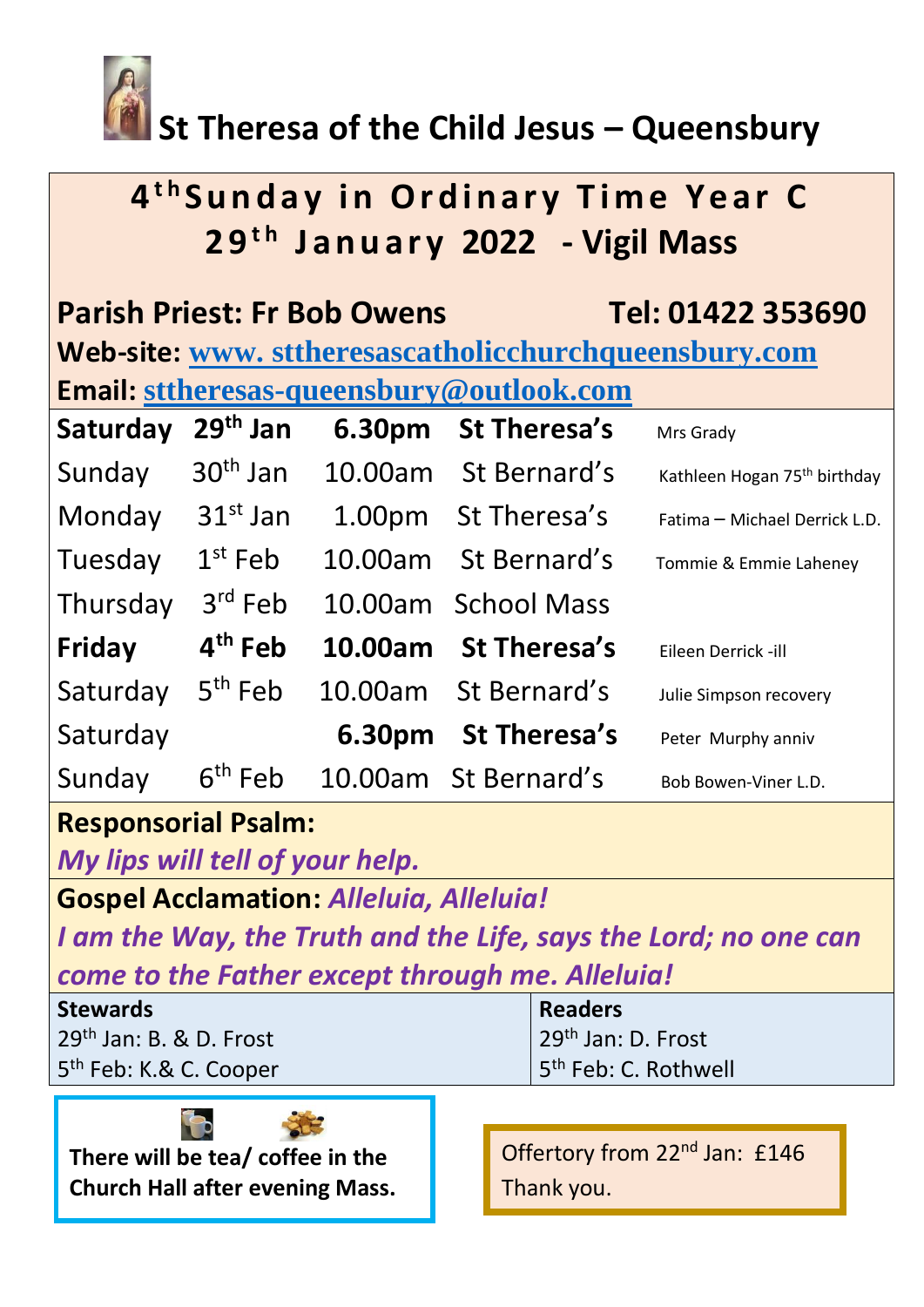# St Theresa of the Child Jesus – Queensbury

## 4th Sunday in Ordinary Time Year C
## 29th January 2022 - Vigil Mass

**Parish Priest: Fr Bob Owens** **Tel: 01422 353690**

**Web-site:** www. sttheresascatholicchurchqueensbury.com

**Email:** sttheresas-queensbury@outlook.com

| | | | | |
|---|---|---|---|---|
| **Saturday** | **29th Jan** | **6.30pm** | **St Theresa's** | Mrs Grady |
| Sunday | 30th Jan | 10.00am | St Bernard's | Kathleen Hogan 75th birthday |
| Monday | 31st Jan | 1.00pm | St Theresa's | Fatima – Michael Derrick L.D. |
| Tuesday | 1st Feb | 10.00am | St Bernard's | Tommie & Emmie Laheney |
| Thursday | 3rd Feb | 10.00am | School Mass | |
| **Friday** | **4th Feb** | **10.00am** | **St Theresa's** | Eileen Derrick -ill |
| Saturday | 5th Feb | 10.00am | St Bernard's | Julie Simpson recovery |
| Saturday | | **6.30pm** | **St Theresa's** | Peter Murphy anniv |
| Sunday | 6th Feb | 10.00am | St Bernard's | Bob Bowen-Viner L.D. |

**Responsorial Psalm:**

***My lips will tell of your help.***

**Gospel Acclamation:** ***Alleluia, Alleluia!***

***I am the Way, the Truth and the Life, says the Lord; no one can come to the Father except through me. Alleluia!***

| Stewards | Readers |
|---|---|
| 29th Jan: B. & D. Frost | 29th Jan: D. Frost |
| 5th Feb: K.& C. Cooper | 5th Feb: C. Rothwell |

**There will be tea/ coffee in the Church Hall after evening Mass.**

Offertory from 22nd Jan: £146
Thank you.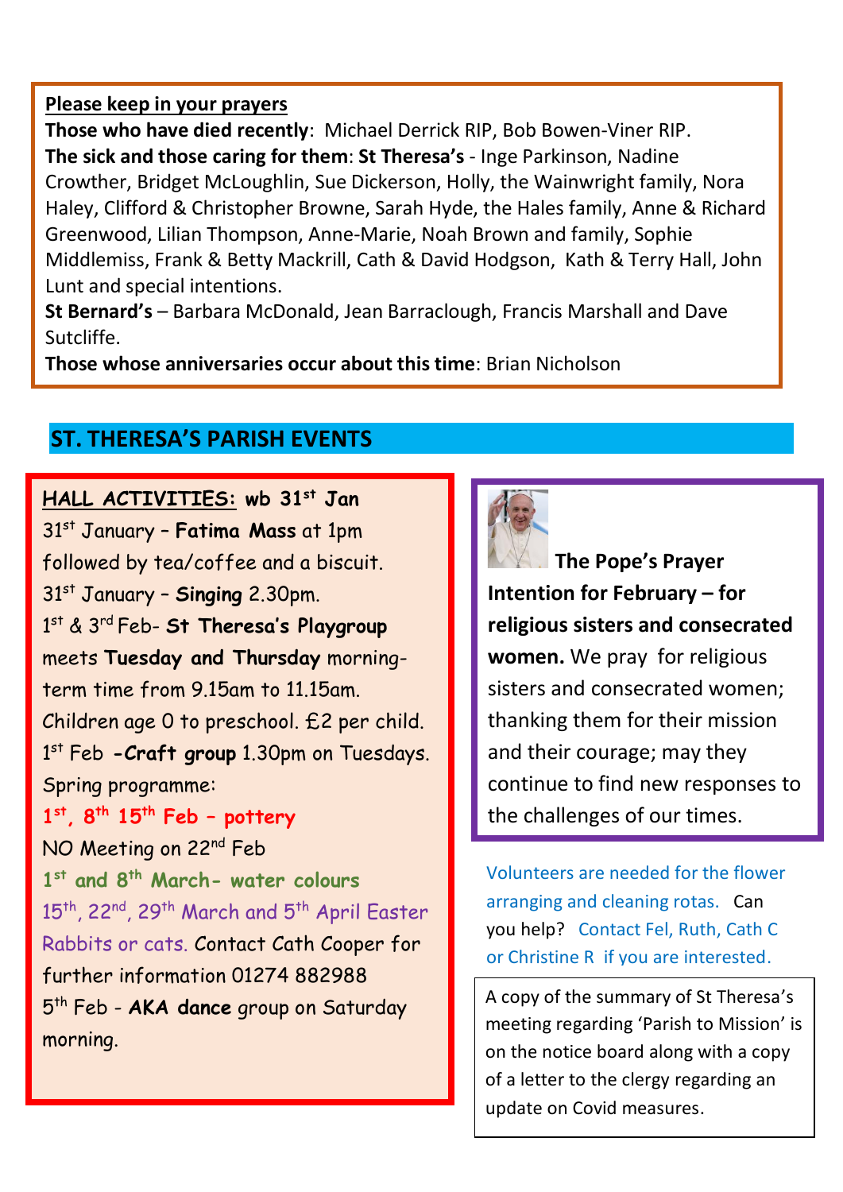**Please keep in your prayers**

**Those who have died recently**: Michael Derrick RIP, Bob Bowen-Viner RIP.

**The sick and those caring for them**: **St Theresa's** - Inge Parkinson, Nadine Crowther, Bridget McLoughlin, Sue Dickerson, Holly, the Wainwright family, Nora Haley, Clifford & Christopher Browne, Sarah Hyde, the Hales family, Anne & Richard Greenwood, Lilian Thompson, Anne-Marie, Noah Brown and family, Sophie Middlemiss, Frank & Betty Mackrill, Cath & David Hodgson, Kath & Terry Hall, John Lunt and special intentions.

**St Bernard's** – Barbara McDonald, Jean Barraclough, Francis Marshall and Dave Sutcliffe.

**Those whose anniversaries occur about this time**: Brian Nicholson

## ST. THERESA'S PARISH EVENTS

**HALL ACTIVITIES: wb 31st Jan**

31st January – **Fatima Mass** at 1pm followed by tea/coffee and a biscuit.

31st January – **Singing** 2.30pm.

1st & 3rd Feb- **St Theresa's Playgroup** meets **Tuesday and Thursday** morning-term time from 9.15am to 11.15am. Children age 0 to preschool. £2 per child.

1st Feb **-Craft group** 1.30pm on Tuesdays. Spring programme:

**1st, 8th 15th Feb – pottery**

NO Meeting on 22nd Feb

**1st and 8th March- water colours**

15th, 22nd, 29th March and 5th April Easter Rabbits or cats. Contact Cath Cooper for further information 01274 882988

5th Feb - **AKA dance** group on Saturday morning.

**The Pope's Prayer Intention for February – for religious sisters and consecrated women.** We pray for religious sisters and consecrated women; thanking them for their mission and their courage; may they continue to find new responses to the challenges of our times.

Volunteers are needed for the flower arranging and cleaning rotas. Can you help? Contact Fel, Ruth, Cath C or Christine R if you are interested.

A copy of the summary of St Theresa's meeting regarding 'Parish to Mission' is on the notice board along with a copy of a letter to the clergy regarding an update on Covid measures.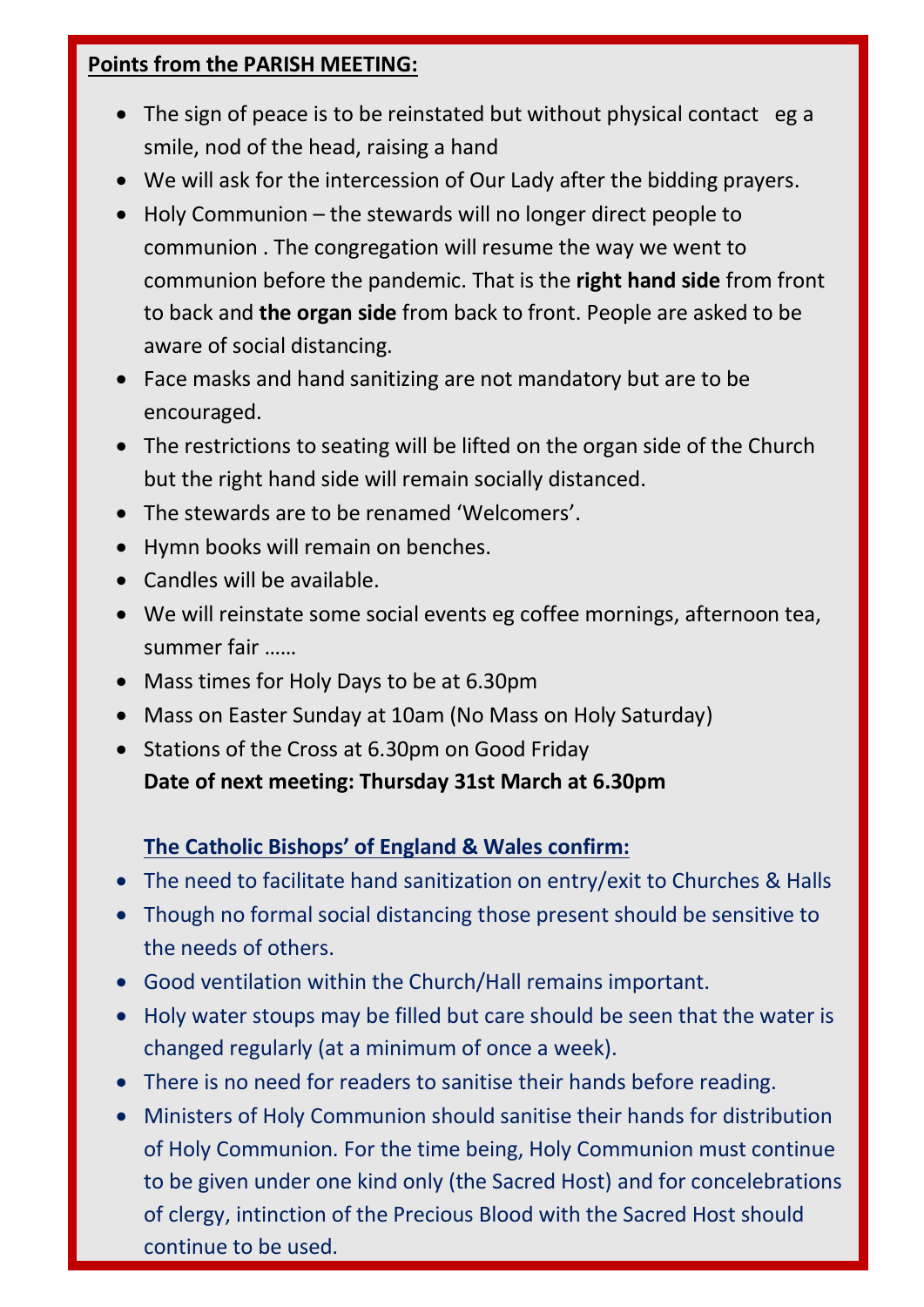**Points from the PARISH MEETING:**

- The sign of peace is to be reinstated but without physical contact eg a smile, nod of the head, raising a hand
- We will ask for the intercession of Our Lady after the bidding prayers.
- Holy Communion – the stewards will no longer direct people to communion . The congregation will resume the way we went to communion before the pandemic. That is the **right hand side** from front to back and **the organ side** from back to front. People are asked to be aware of social distancing.
- Face masks and hand sanitizing are not mandatory but are to be encouraged.
- The restrictions to seating will be lifted on the organ side of the Church but the right hand side will remain socially distanced.
- The stewards are to be renamed 'Welcomers'.
- Hymn books will remain on benches.
- Candles will be available.
- We will reinstate some social events eg coffee mornings, afternoon tea, summer fair ……
- Mass times for Holy Days to be at 6.30pm
- Mass on Easter Sunday at 10am (No Mass on Holy Saturday)
- Stations of the Cross at 6.30pm on Good Friday

**Date of next meeting: Thursday 31st March at 6.30pm**

**The Catholic Bishops' of England & Wales confirm:**

- The need to facilitate hand sanitization on entry/exit to Churches & Halls
- Though no formal social distancing those present should be sensitive to the needs of others.
- Good ventilation within the Church/Hall remains important.
- Holy water stoups may be filled but care should be seen that the water is changed regularly (at a minimum of once a week).
- There is no need for readers to sanitise their hands before reading.
- Ministers of Holy Communion should sanitise their hands for distribution of Holy Communion. For the time being, Holy Communion must continue to be given under one kind only (the Sacred Host) and for concelebrations of clergy, intinction of the Precious Blood with the Sacred Host should continue to be used.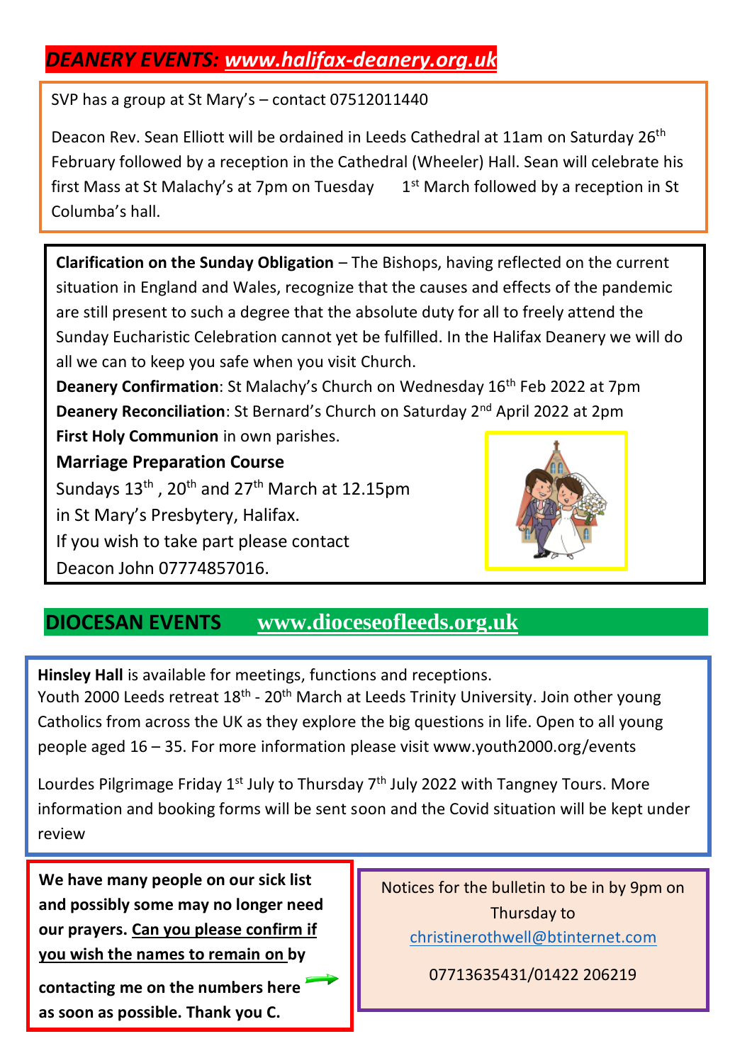## *DEANERY EVENTS:* *www.halifax-deanery.org.uk*

SVP has a group at St Mary's – contact 07512011440

Deacon Rev. Sean Elliott will be ordained in Leeds Cathedral at 11am on Saturday 26th February followed by a reception in the Cathedral (Wheeler) Hall. Sean will celebrate his first Mass at St Malachy's at 7pm on Tuesday 1st March followed by a reception in St Columba's hall.

**Clarification on the Sunday Obligation** – The Bishops, having reflected on the current situation in England and Wales, recognize that the causes and effects of the pandemic are still present to such a degree that the absolute duty for all to freely attend the Sunday Eucharistic Celebration cannot yet be fulfilled. In the Halifax Deanery we will do all we can to keep you safe when you visit Church.

**Deanery Confirmation**: St Malachy's Church on Wednesday 16th Feb 2022 at 7pm

**Deanery Reconciliation**: St Bernard's Church on Saturday 2nd April 2022 at 2pm

**First Holy Communion** in own parishes.

**Marriage Preparation Course**

Sundays 13th, 20th and 27th March at 12.15pm in St Mary's Presbytery, Halifax.

If you wish to take part please contact Deacon John 07774857016.

## DIOCESAN EVENTS www.dioceseofleeds.org.uk

**Hinsley Hall** is available for meetings, functions and receptions.

Youth 2000 Leeds retreat 18th - 20th March at Leeds Trinity University. Join other young Catholics from across the UK as they explore the big questions in life. Open to all young people aged 16 – 35. For more information please visit www.youth2000.org/events

Lourdes Pilgrimage Friday 1st July to Thursday 7th July 2022 with Tangney Tours. More information and booking forms will be sent soon and the Covid situation will be kept under review

**We have many people on our sick list and possibly some may no longer need our prayers. Can you please confirm if you wish the names to remain on by contacting me on the numbers here as soon as possible. Thank you C.**

Notices for the bulletin to be in by 9pm on Thursday to christinerothwell@btinternet.com

07713635431/01422 206219